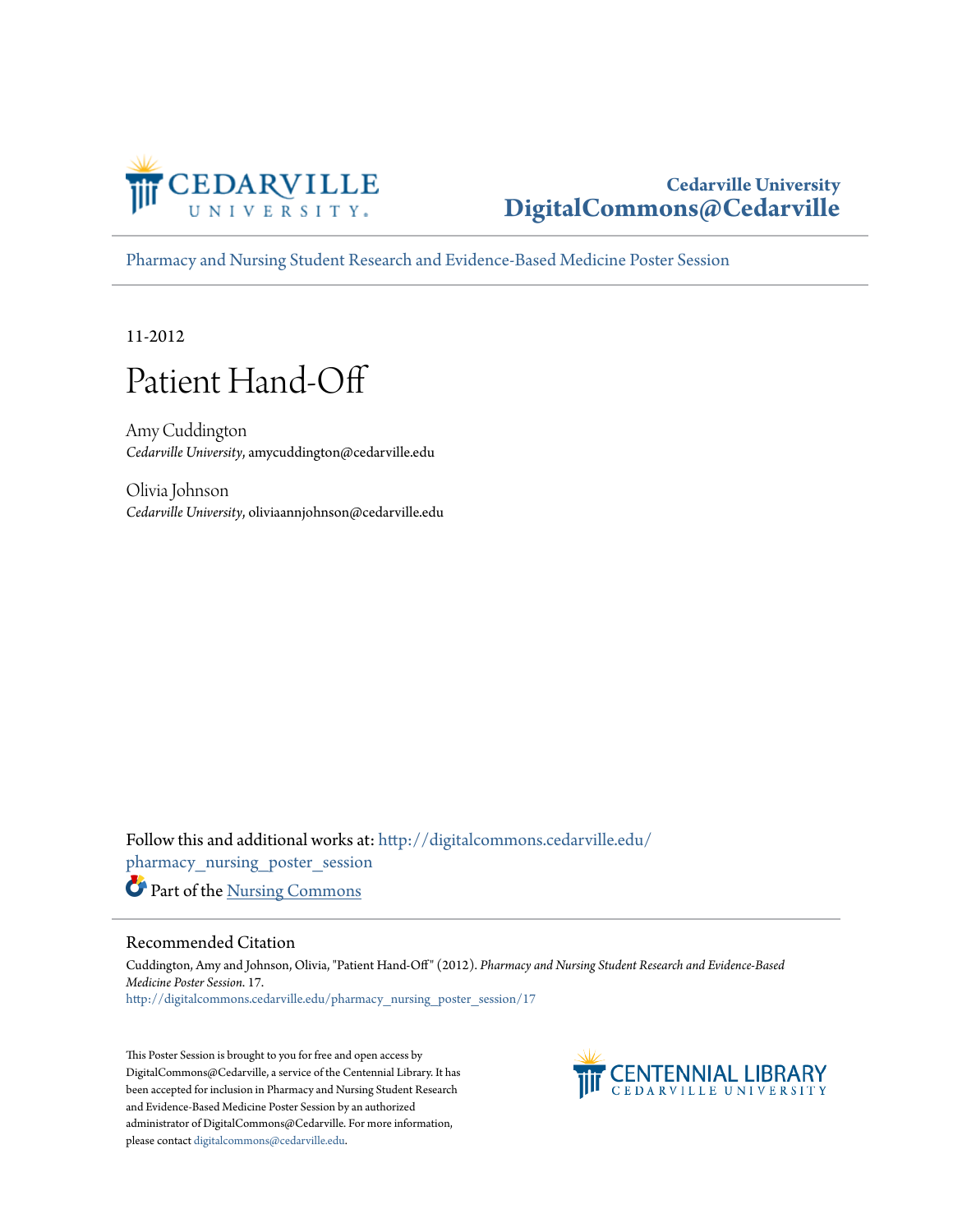Cedarville University
DigitalCommons@Cedarville

Pharmacy and Nursing Student Research and Evidence-Based Medicine Poster Session

11-2012

# Patient Hand-Off

Amy Cuddington
*Cedarville University*, amycuddington@cedarville.edu

Olivia Johnson
*Cedarville University*, oliviaannjohnson@cedarville.edu

Follow this and additional works at: http://digitalcommons.cedarville.edu/pharmacy_nursing_poster_session

Part of the Nursing Commons

## Recommended Citation

Cuddington, Amy and Johnson, Olivia, "Patient Hand-Off" (2012). *Pharmacy and Nursing Student Research and Evidence-Based Medicine Poster Session*. 17.
http://digitalcommons.cedarville.edu/pharmacy_nursing_poster_session/17

This Poster Session is brought to you for free and open access by DigitalCommons@Cedarville, a service of the Centennial Library. It has been accepted for inclusion in Pharmacy and Nursing Student Research and Evidence-Based Medicine Poster Session by an authorized administrator of DigitalCommons@Cedarville. For more information, please contact digitalcommons@cedarville.edu.

CENTENNIAL LIBRARY
CEDARVILLE UNIVERSITY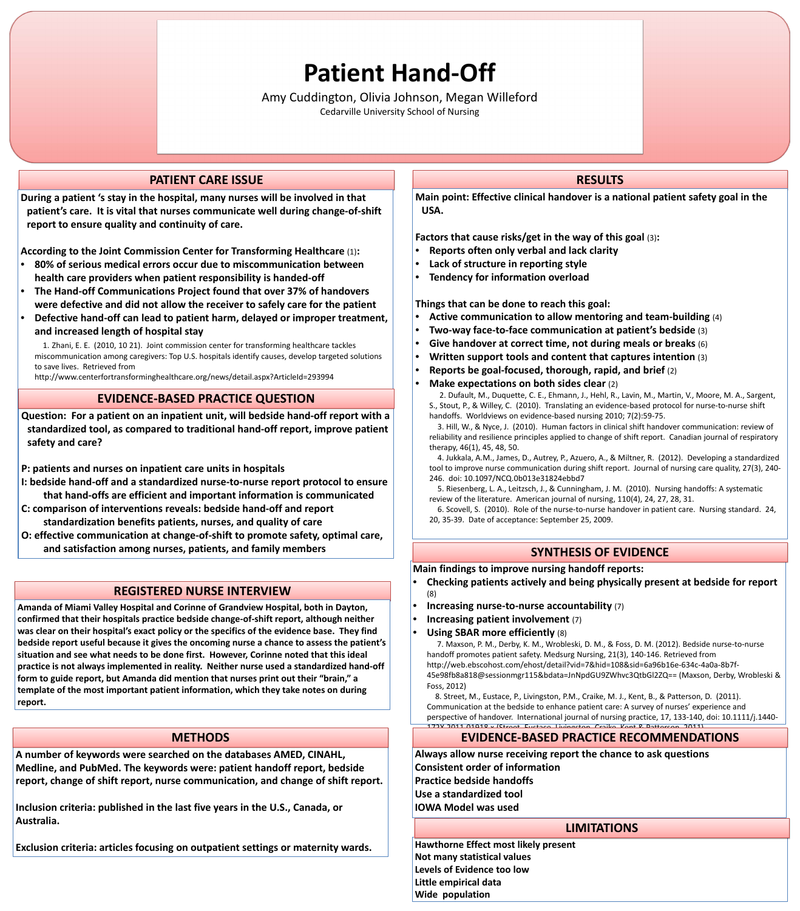# Patient Hand-Off

Amy Cuddington, Olivia Johnson, Megan Willeford

Cedarville University School of Nursing

## PATIENT CARE ISSUE

**During a patient 's stay in the hospital, many nurses will be involved in that patient's care. It is vital that nurses communicate well during change-of-shift report to ensure quality and continuity of care.**

**According to the Joint Commission Center for Transforming Healthcare** (1)**:**

- **80% of serious medical errors occur due to miscommunication between health care providers when patient responsibility is handed-off**
- **The Hand-off Communications Project found that over 37% of handovers were defective and did not allow the receiver to safely care for the patient**
- **Defective hand-off can lead to patient harm, delayed or improper treatment, and increased length of hospital stay**

1. Zhani, E. E. (2010, 10 21). Joint commission center for transforming healthcare tackles miscommunication among caregivers: Top U.S. hospitals identify causes, develop targeted solutions to save lives. Retrieved from http://www.centerfortransforminghealthcare.org/news/detail.aspx?ArticleId=293994

## EVIDENCE-BASED PRACTICE QUESTION

**Question: For a patient on an inpatient unit, will bedside hand-off report with a standardized tool, as compared to traditional hand-off report, improve patient safety and care?**

**P: patients and nurses on inpatient care units in hospitals**

**I: bedside hand-off and a standardized nurse-to-nurse report protocol to ensure that hand-offs are efficient and important information is communicated**

**C: comparison of interventions reveals: bedside hand-off and report standardization benefits patients, nurses, and quality of care**

**O: effective communication at change-of-shift to promote safety, optimal care, and satisfaction among nurses, patients, and family members**

## REGISTERED NURSE INTERVIEW

**Amanda of Miami Valley Hospital and Corinne of Grandview Hospital, both in Dayton, confirmed that their hospitals practice bedside change-of-shift report, although neither was clear on their hospital's exact policy or the specifics of the evidence base. They find bedside report useful because it gives the oncoming nurse a chance to assess the patient's situation and see what needs to be done first. However, Corinne noted that this ideal practice is not always implemented in reality. Neither nurse used a standardized hand-off form to guide report, but Amanda did mention that nurses print out their "brain," a template of the most important patient information, which they take notes on during report.**

## METHODS

**A number of keywords were searched on the databases AMED, CINAHL, Medline, and PubMed. The keywords were: patient handoff report, bedside report, change of shift report, nurse communication, and change of shift report.**

**Inclusion criteria: published in the last five years in the U.S., Canada, or Australia.**

**Exclusion criteria: articles focusing on outpatient settings or maternity wards.**

## RESULTS

**Main point: Effective clinical handover is a national patient safety goal in the USA.**

**Factors that cause risks/get in the way of this goal** (3)**:**

- **Reports often only verbal and lack clarity**
- **Lack of structure in reporting style**
- **Tendency for information overload**

**Things that can be done to reach this goal:**

- **Active communication to allow mentoring and team-building** (4)
- **Two-way face-to-face communication at patient's bedside** (3)
- **Give handover at correct time, not during meals or breaks** (6)
- **Written support tools and content that captures intention** (3)
- **Reports be goal-focused, thorough, rapid, and brief** (2)
- **Make expectations on both sides clear** (2)

2. Dufault, M., Duquette, C. E., Ehmann, J., Hehl, R., Lavin, M., Martin, V., Moore, M. A., Sargent, S., Stout, P., & Willey, C. (2010). Translating an evidence-based protocol for nurse-to-nurse shift handoffs. Worldviews on evidence-based nursing 2010; 7(2):59-75.
3. Hill, W., & Nyce, J. (2010). Human factors in clinical shift handover communication: review of reliability and resilience principles applied to change of shift report. Canadian journal of respiratory therapy, 46(1), 45, 48, 50.
4. Jukkala, A.M., James, D., Autrey, P., Azuero, A., & Miltner, R. (2012). Developing a standardized tool to improve nurse communication during shift report. Journal of nursing care quality, 27(3), 240-246. doi: 10.1097/NCQ.0b013e31824ebbd7
5. Riesenberg, L. A., Leitzsch, J., & Cunningham, J. M. (2010). Nursing handoffs: A systematic review of the literature. American journal of nursing, 110(4), 24, 27, 28, 31.
6. Scovell, S. (2010). Role of the nurse-to-nurse handover in patient care. Nursing standard. 24, 20, 35-39. Date of acceptance: September 25, 2009.

## SYNTHESIS OF EVIDENCE

**Main findings to improve nursing handoff reports:**

- **Checking patients actively and being physically present at bedside for report** (8)
- **Increasing nurse-to-nurse accountability** (7)
- **Increasing patient involvement** (7)
- **Using SBAR more efficiently** (8)

7. Maxson, P. M., Derby, K. M., Wrobleski, D. M., & Foss, D. M. (2012). Bedside nurse-to-nurse handoff promotes patient safety. Medsurg Nursing, 21(3), 140-146. Retrieved from http://web.ebscohost.com/ehost/detail?vid=7&hid=108&sid=6a96b16e-634c-4a0a-8b7f-45e98fb8a818@sessionmgr115&bdata=JnNpdGU9ZWhvc3QtbGl2ZQ== (Maxson, Derby, Wrobleski & Foss, 2012)
8. Street, M., Eustace, P., Livingston, P.M., Craike, M. J., Kent, B., & Patterson, D. (2011). Communication at the bedside to enhance patient care: A survey of nurses' experience and perspective of handover. International journal of nursing practice, 17, 133-140, doi: 10.1111/j.1440-172X.2011.01918.x (Street, Eustace, Livingston, Craike, Kent & Patterson, 2011)

## EVIDENCE-BASED PRACTICE RECOMMENDATIONS

**Always allow nurse receiving report the chance to ask questions**

**Consistent order of information**

**Practice bedside handoffs**

**Use a standardized tool**

**IOWA Model was used**

## LIMITATIONS

**Hawthorne Effect most likely present**

**Not many statistical values**

**Levels of Evidence too low**

**Little empirical data**

**Wide population**